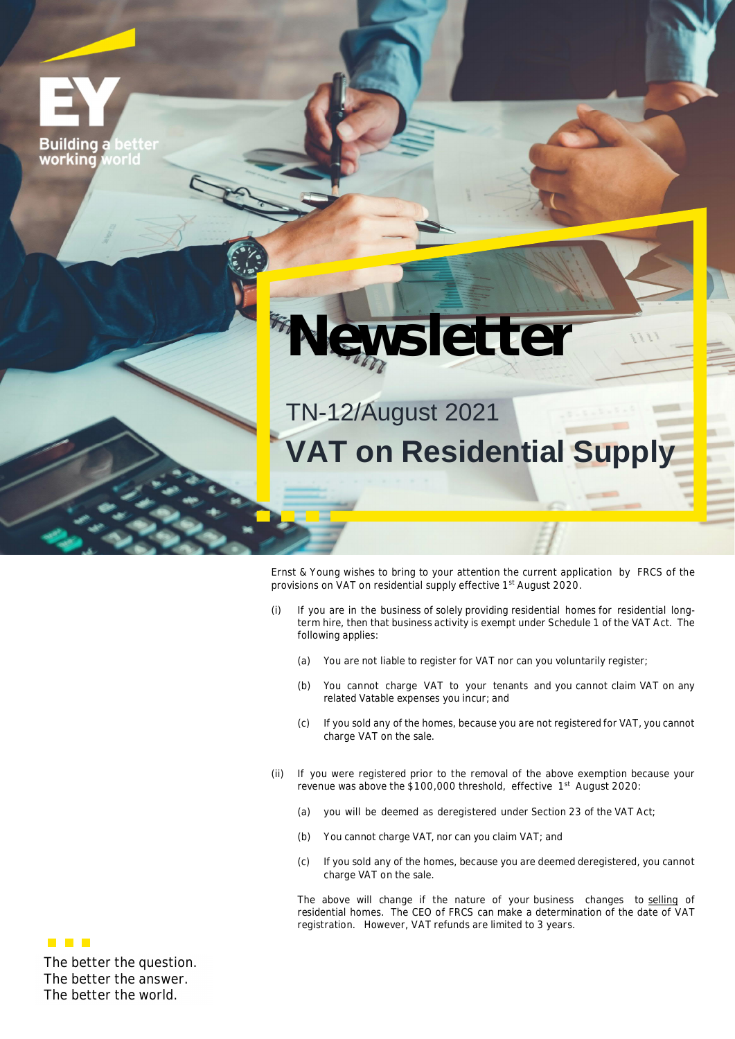EY

Building a better working world

# Newsletter

## TN-12/August 2021

# VAT on Residential Supply

Ernst & Young wishes to bring to your attention the current application by FRCS of the provisions on VAT on residential supply effective 1st August 2020.

(i) If you are in the business of solely providing residential homes for residential long-term hire, then that business activity is exempt under Schedule 1 of the VAT Act. The following applies:

  (a) You are not liable to register for VAT nor can you voluntarily register;

  (b) You cannot charge VAT to your tenants and you cannot claim VAT on any related Vatable expenses you incur; and

  (c) If you sold any of the homes, because you are not registered for VAT, you cannot charge VAT on the sale.

(ii) If you were registered prior to the removal of the above exemption because your revenue was above the $100,000 threshold, effective 1st August 2020:

  (a) you will be deemed as deregistered under Section 23 of the VAT Act;

  (b) You cannot charge VAT, nor can you claim VAT; and

  (c) If you sold any of the homes, because you are deemed deregistered, you cannot charge VAT on the sale.

The above will change if the nature of your business changes to <u>selling</u> of residential homes. The CEO of FRCS can make a determination of the date of VAT registration. However, VAT refunds are limited to 3 years.

The better the question.
The better the answer.
The better the world.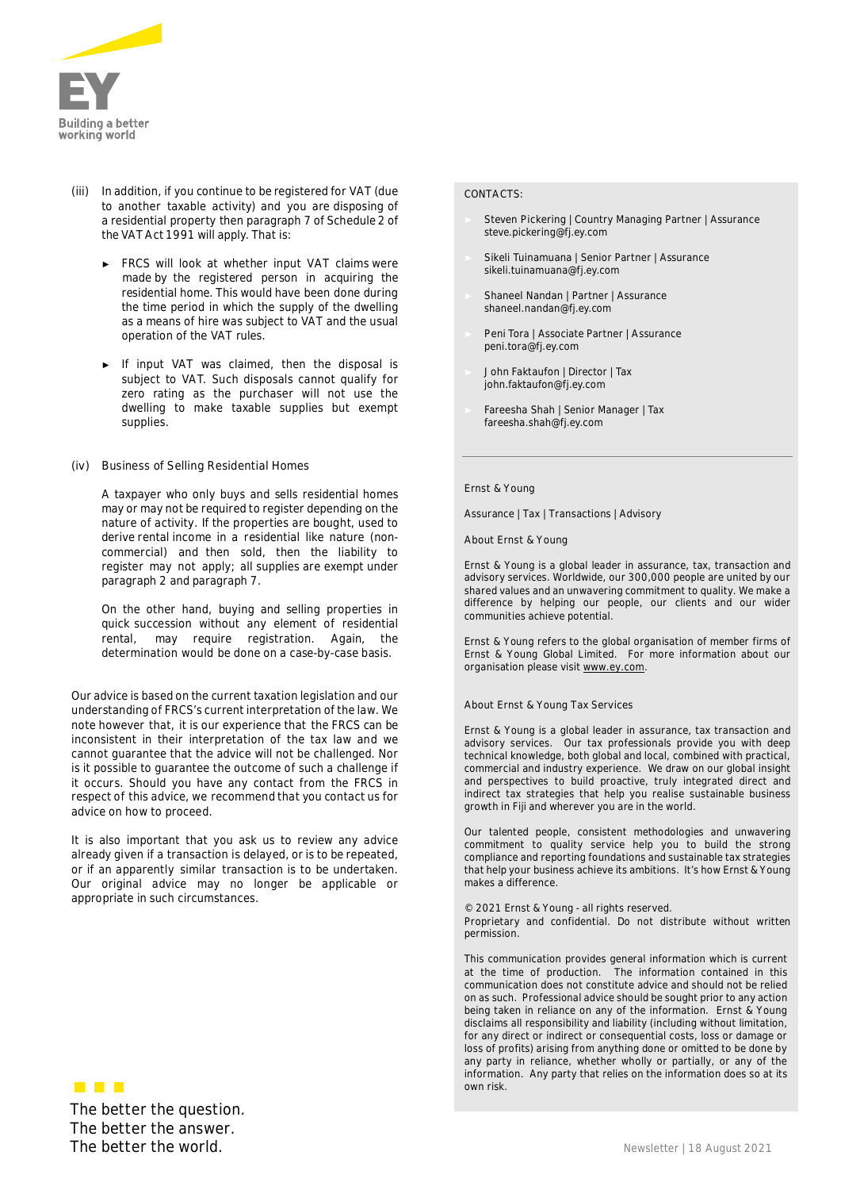(iii) In addition, if you continue to be registered for VAT (due to another taxable activity) and you are disposing of a residential property then paragraph 7 of Schedule 2 of the VAT Act 1991 will apply. That is:

- FRCS will look at whether input VAT claims were made by the registered person in acquiring the residential home. This would have been done during the time period in which the supply of the dwelling as a means of hire was subject to VAT and the usual operation of the VAT rules.
- If input VAT was claimed, then the disposal is subject to VAT. Such disposals cannot qualify for zero rating as the purchaser will not use the dwelling to make taxable supplies but exempt supplies.

(iv) Business of Selling Residential Homes

A taxpayer who only buys and sells residential homes may or may not be required to register depending on the nature of activity. If the properties are bought, used to derive rental income in a residential like nature (non-commercial) and then sold, then the liability to register may not apply; all supplies are exempt under paragraph 2 and paragraph 7.

On the other hand, buying and selling properties in quick succession without any element of residential rental, may require registration. Again, the determination would be done on a case-by-case basis.

Our advice is based on the current taxation legislation and our understanding of FRCS's current interpretation of the law. We note however that, it is our experience that the FRCS can be inconsistent in their interpretation of the tax law and we cannot guarantee that the advice will not be challenged. Nor is it possible to guarantee the outcome of such a challenge if it occurs. Should you have any contact from the FRCS in respect of this advice, we recommend that you contact us for advice on how to proceed.

It is also important that you ask us to review any advice already given if a transaction is delayed, or is to be repeated, or if an apparently similar transaction is to be undertaken. Our original advice may no longer be applicable or appropriate in such circumstances.

The better the question.
The better the answer.
The better the world.

CONTACTS:

- Steven Pickering | Country Managing Partner | Assurance
  steve.pickering@fj.ey.com
- Sikeli Tuinamuana | Senior Partner | Assurance
  sikeli.tuinamuana@fj.ey.com
- Shaneel Nandan | Partner | Assurance
  shaneel.nandan@fj.ey.com
- Peni Tora | Associate Partner | Assurance
  peni.tora@fj.ey.com
- John Faktaufon | Director | Tax
  john.faktaufon@fj.ey.com
- Fareesha Shah | Senior Manager | Tax
  fareesha.shah@fj.ey.com

---

Ernst & Young

Assurance | Tax | Transactions | Advisory

About Ernst & Young

Ernst & Young is a global leader in assurance, tax, transaction and advisory services. Worldwide, our 300,000 people are united by our shared values and an unwavering commitment to quality. We make a difference by helping our people, our clients and our wider communities achieve potential.

Ernst & Young refers to the global organisation of member firms of Ernst & Young Global Limited. For more information about our organisation please visit www.ey.com.

About Ernst & Young Tax Services

Ernst & Young is a global leader in assurance, tax transaction and advisory services. Our tax professionals provide you with deep technical knowledge, both global and local, combined with practical, commercial and industry experience. We draw on our global insight and perspectives to build proactive, truly integrated direct and indirect tax strategies that help you realise sustainable business growth in Fiji and wherever you are in the world.

Our talented people, consistent methodologies and unwavering commitment to quality service help you to build the strong compliance and reporting foundations and sustainable tax strategies that help your business achieve its ambitions. It's how Ernst & Young makes a difference.

© 2021 Ernst & Young - all rights reserved.
Proprietary and confidential. Do not distribute without written permission.

This communication provides general information which is current at the time of production. The information contained in this communication does not constitute advice and should not be relied on as such. Professional advice should be sought prior to any action being taken in reliance on any of the information. Ernst & Young disclaims all responsibility and liability (including without limitation, for any direct or indirect or consequential costs, loss or damage or loss of profits) arising from anything done or omitted to be done by any party in reliance, whether wholly or partially, or any of the information. Any party that relies on the information does so at its own risk.